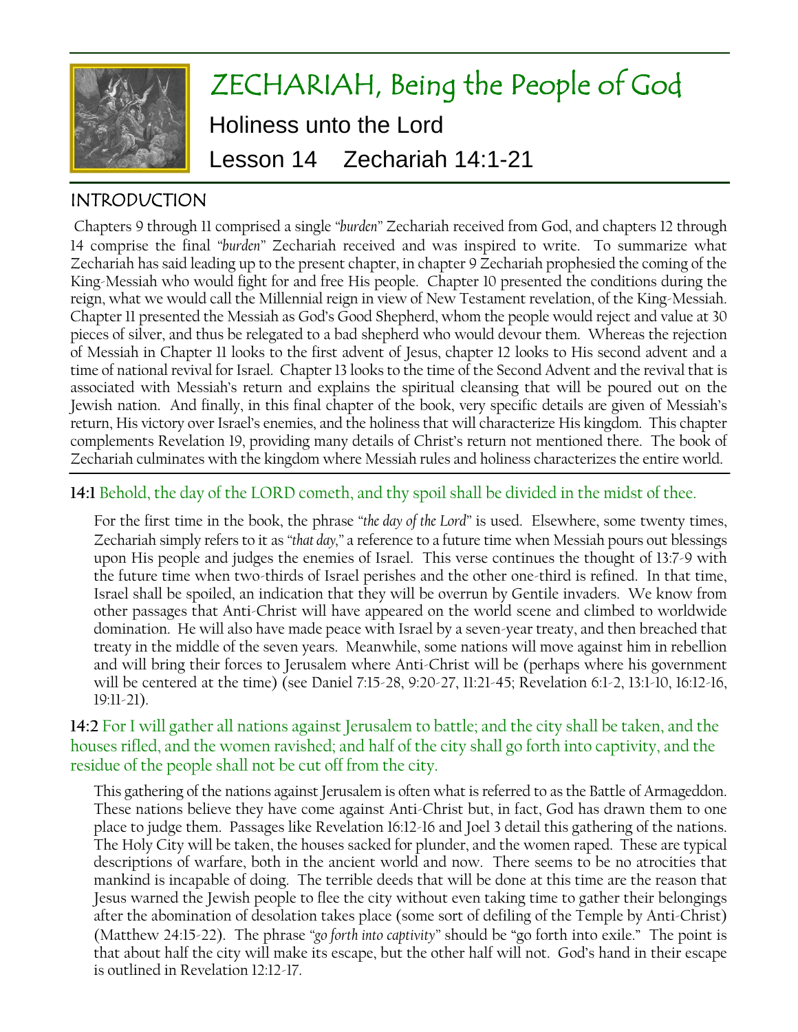# ZECHARIAH, Being the People of God

## Holiness unto the Lord

## Lesson 14 Zechariah 14:1-21

### INTRODUCTION

Chapters 9 through 11 comprised a single *"burden"* Zechariah received from God, and chapters 12 through 14 comprise the final *"burden"* Zechariah received and was inspired to write. To summarize what Zechariah has said leading up to the present chapter, in chapter 9 Zechariah prophesied the coming of the King-Messiah who would fight for and free His people. Chapter 10 presented the conditions during the reign, what we would call the Millennial reign in view of New Testament revelation, of the King-Messiah. Chapter 11 presented the Messiah as God's Good Shepherd, whom the people would reject and value at 30 pieces of silver, and thus be relegated to a bad shepherd who would devour them. Whereas the rejection of Messiah in Chapter 11 looks to the first advent of Jesus, chapter 12 looks to His second advent and a time of national revival for Israel. Chapter 13 looks to the time of the Second Advent and the revival that is associated with Messiah's return and explains the spiritual cleansing that will be poured out on the Jewish nation. And finally, in this final chapter of the book, very specific details are given of Messiah's return, His victory over Israel's enemies, and the holiness that will characterize His kingdom. This chapter complements Revelation 19, providing many details of Christ's return not mentioned there. The book of Zechariah culminates with the kingdom where Messiah rules and holiness characterizes the entire world.

**14:1** Behold, the day of the LORD cometh, and thy spoil shall be divided in the midst of thee.

For the first time in the book, the phrase *"the day of the Lord"* is used. Elsewhere, some twenty times, Zechariah simply refers to it as *"that day,"* a reference to a future time when Messiah pours out blessings upon His people and judges the enemies of Israel. This verse continues the thought of 13:7-9 with the future time when two-thirds of Israel perishes and the other one-third is refined. In that time, Israel shall be spoiled, an indication that they will be overrun by Gentile invaders. We know from other passages that Anti-Christ will have appeared on the world scene and climbed to worldwide domination. He will also have made peace with Israel by a seven-year treaty, and then breached that treaty in the middle of the seven years. Meanwhile, some nations will move against him in rebellion and will bring their forces to Jerusalem where Anti-Christ will be (perhaps where his government will be centered at the time) (see Daniel 7:15-28, 9:20-27, 11:21-45; Revelation 6:1-2, 13:1-10, 16:12-16, 19:11-21).

**14:2** For I will gather all nations against Jerusalem to battle; and the city shall be taken, and the houses rifled, and the women ravished; and half of the city shall go forth into captivity, and the residue of the people shall not be cut off from the city.

This gathering of the nations against Jerusalem is often what is referred to as the Battle of Armageddon. These nations believe they have come against Anti-Christ but, in fact, God has drawn them to one place to judge them. Passages like Revelation 16:12-16 and Joel 3 detail this gathering of the nations. The Holy City will be taken, the houses sacked for plunder, and the women raped. These are typical descriptions of warfare, both in the ancient world and now. There seems to be no atrocities that mankind is incapable of doing. The terrible deeds that will be done at this time are the reason that Jesus warned the Jewish people to flee the city without even taking time to gather their belongings after the abomination of desolation takes place (some sort of defiling of the Temple by Anti-Christ) (Matthew 24:15-22). The phrase *"go forth into captivity"* should be "go forth into exile." The point is that about half the city will make its escape, but the other half will not. God's hand in their escape is outlined in Revelation 12:12-17.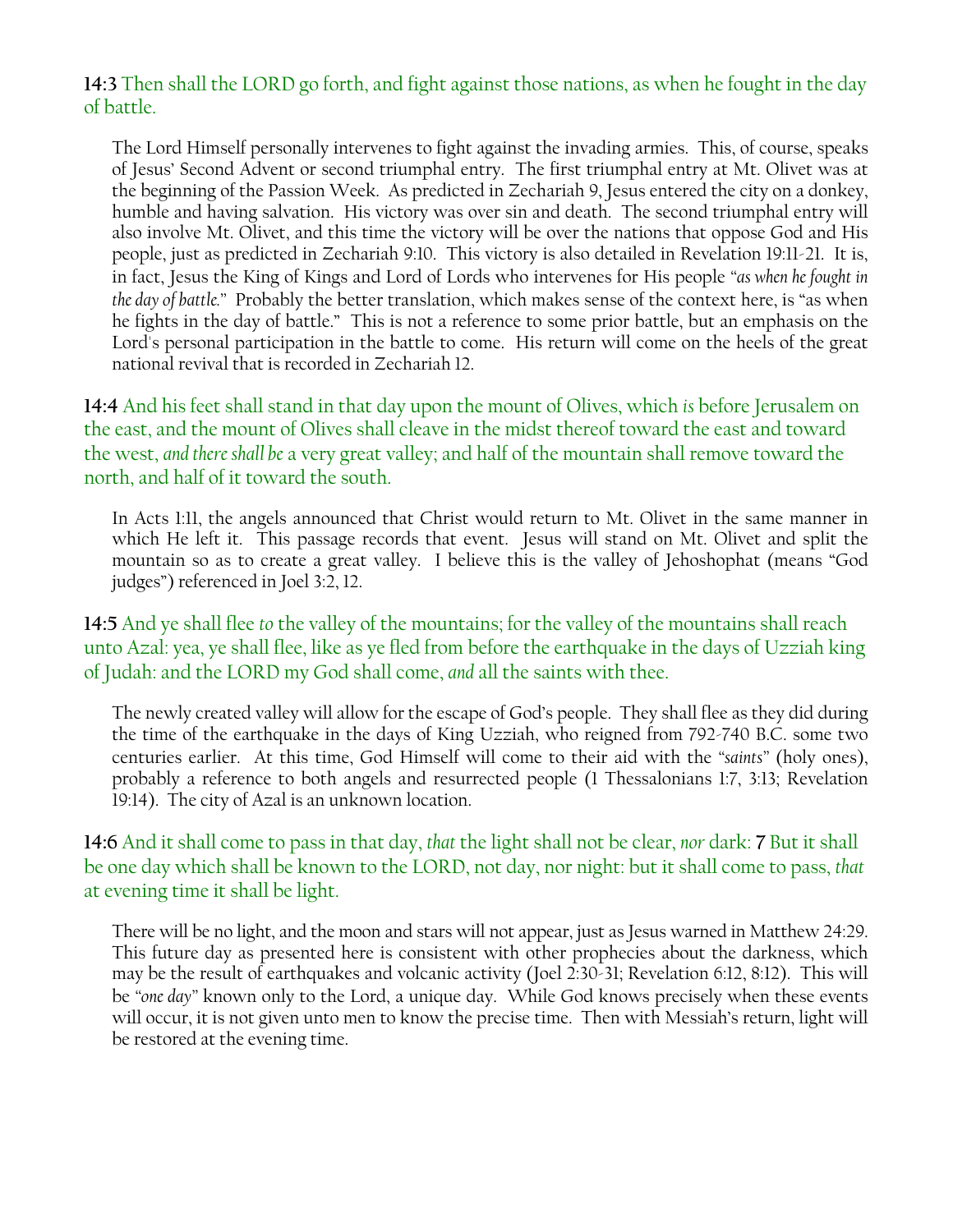**14:3** Then shall the LORD go forth, and fight against those nations, as when he fought in the day of battle.

> The Lord Himself personally intervenes to fight against the invading armies. This, of course, speaks of Jesus' Second Advent or second triumphal entry. The first triumphal entry at Mt. Olivet was at the beginning of the Passion Week. As predicted in Zechariah 9, Jesus entered the city on a donkey, humble and having salvation. His victory was over sin and death. The second triumphal entry will also involve Mt. Olivet, and this time the victory will be over the nations that oppose God and His people, just as predicted in Zechariah 9:10. This victory is also detailed in Revelation 19:11-21. It is, in fact, Jesus the King of Kings and Lord of Lords who intervenes for His people "*as when he fought in the day of battle.*" Probably the better translation, which makes sense of the context here, is "as when he fights in the day of battle." This is not a reference to some prior battle, but an emphasis on the Lord's personal participation in the battle to come. His return will come on the heels of the great national revival that is recorded in Zechariah 12.

**14:4** And his feet shall stand in that day upon the mount of Olives, which *is* before Jerusalem on the east, and the mount of Olives shall cleave in the midst thereof toward the east and toward the west, *and there shall be* a very great valley; and half of the mountain shall remove toward the north, and half of it toward the south.

> In Acts 1:11, the angels announced that Christ would return to Mt. Olivet in the same manner in which He left it. This passage records that event. Jesus will stand on Mt. Olivet and split the mountain so as to create a great valley. I believe this is the valley of Jehoshophat (means "God judges") referenced in Joel 3:2, 12.

**14:5** And ye shall flee *to* the valley of the mountains; for the valley of the mountains shall reach unto Azal: yea, ye shall flee, like as ye fled from before the earthquake in the days of Uzziah king of Judah: and the LORD my God shall come, *and* all the saints with thee.

> The newly created valley will allow for the escape of God's people. They shall flee as they did during the time of the earthquake in the days of King Uzziah, who reigned from 792-740 B.C. some two centuries earlier. At this time, God Himself will come to their aid with the "*saints*" (holy ones), probably a reference to both angels and resurrected people (1 Thessalonians 1:7, 3:13; Revelation 19:14). The city of Azal is an unknown location.

**14:6** And it shall come to pass in that day, *that* the light shall not be clear, *nor* dark: **7** But it shall be one day which shall be known to the LORD, not day, nor night: but it shall come to pass, *that* at evening time it shall be light.

> There will be no light, and the moon and stars will not appear, just as Jesus warned in Matthew 24:29. This future day as presented here is consistent with other prophecies about the darkness, which may be the result of earthquakes and volcanic activity (Joel 2:30-31; Revelation 6:12, 8:12). This will be "*one day*" known only to the Lord, a unique day. While God knows precisely when these events will occur, it is not given unto men to know the precise time. Then with Messiah's return, light will be restored at the evening time.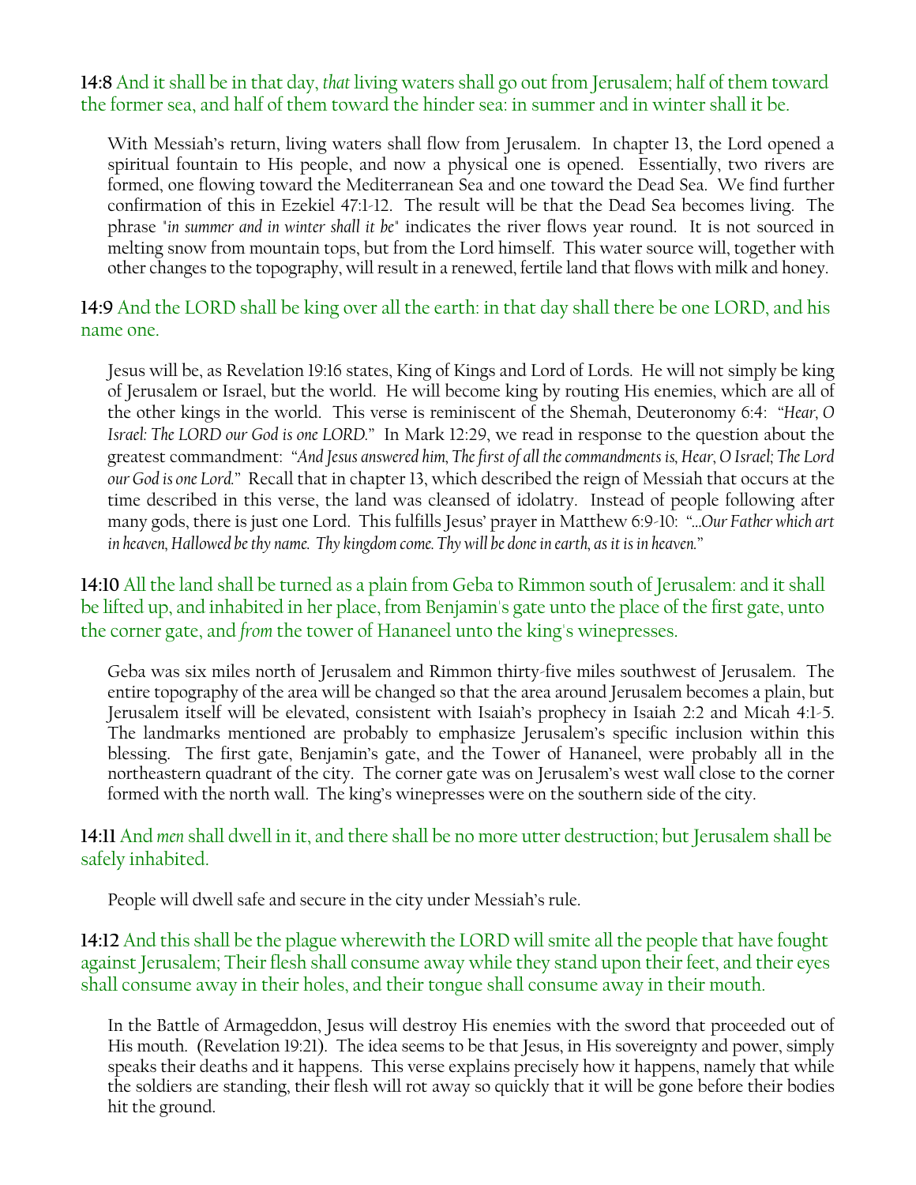**14:8** And it shall be in that day, *that* living waters shall go out from Jerusalem; half of them toward the former sea, and half of them toward the hinder sea: in summer and in winter shall it be.

With Messiah's return, living waters shall flow from Jerusalem. In chapter 13, the Lord opened a spiritual fountain to His people, and now a physical one is opened. Essentially, two rivers are formed, one flowing toward the Mediterranean Sea and one toward the Dead Sea. We find further confirmation of this in Ezekiel 47:1-12. The result will be that the Dead Sea becomes living. The phrase "*in summer and in winter shall it be*" indicates the river flows year round. It is not sourced in melting snow from mountain tops, but from the Lord himself. This water source will, together with other changes to the topography, will result in a renewed, fertile land that flows with milk and honey.

**14:9** And the LORD shall be king over all the earth: in that day shall there be one LORD, and his name one.

Jesus will be, as Revelation 19:16 states, King of Kings and Lord of Lords. He will not simply be king of Jerusalem or Israel, but the world. He will become king by routing His enemies, which are all of the other kings in the world. This verse is reminiscent of the Shemah, Deuteronomy 6:4: "*Hear, O Israel: The LORD our God is one LORD.*" In Mark 12:29, we read in response to the question about the greatest commandment: "*And Jesus answered him, The first of all the commandments is, Hear, O Israel; The Lord our God is one Lord.*" Recall that in chapter 13, which described the reign of Messiah that occurs at the time described in this verse, the land was cleansed of idolatry. Instead of people following after many gods, there is just one Lord. This fulfills Jesus' prayer in Matthew 6:9-10: "*…Our Father which art in heaven, Hallowed be thy name. Thy kingdom come. Thy will be done in earth, as it is in heaven.*"

**14:10** All the land shall be turned as a plain from Geba to Rimmon south of Jerusalem: and it shall be lifted up, and inhabited in her place, from Benjamin's gate unto the place of the first gate, unto the corner gate, and *from* the tower of Hananeel unto the king's winepresses.

Geba was six miles north of Jerusalem and Rimmon thirty-five miles southwest of Jerusalem. The entire topography of the area will be changed so that the area around Jerusalem becomes a plain, but Jerusalem itself will be elevated, consistent with Isaiah's prophecy in Isaiah 2:2 and Micah 4:1-5. The landmarks mentioned are probably to emphasize Jerusalem's specific inclusion within this blessing. The first gate, Benjamin's gate, and the Tower of Hananeel, were probably all in the northeastern quadrant of the city. The corner gate was on Jerusalem's west wall close to the corner formed with the north wall. The king's winepresses were on the southern side of the city.

**14:11** And *men* shall dwell in it, and there shall be no more utter destruction; but Jerusalem shall be safely inhabited.

People will dwell safe and secure in the city under Messiah's rule.

**14:12** And this shall be the plague wherewith the LORD will smite all the people that have fought against Jerusalem; Their flesh shall consume away while they stand upon their feet, and their eyes shall consume away in their holes, and their tongue shall consume away in their mouth.

In the Battle of Armageddon, Jesus will destroy His enemies with the sword that proceeded out of His mouth. (Revelation 19:21). The idea seems to be that Jesus, in His sovereignty and power, simply speaks their deaths and it happens. This verse explains precisely how it happens, namely that while the soldiers are standing, their flesh will rot away so quickly that it will be gone before their bodies hit the ground.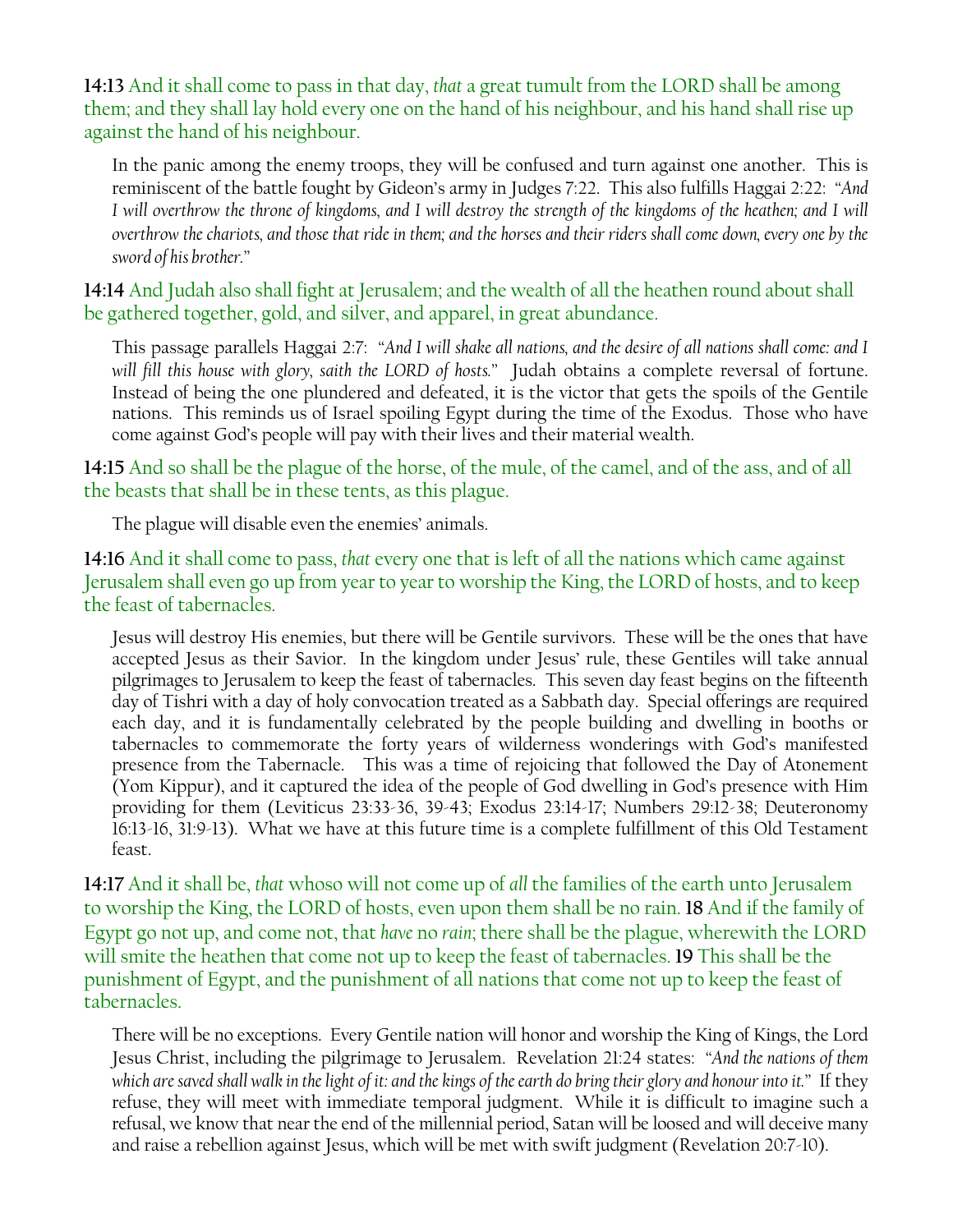**14:13** And it shall come to pass in that day, *that* a great tumult from the LORD shall be among them; and they shall lay hold every one on the hand of his neighbour, and his hand shall rise up against the hand of his neighbour.

> In the panic among the enemy troops, they will be confused and turn against one another. This is reminiscent of the battle fought by Gideon's army in Judges 7:22. This also fulfills Haggai 2:22: *"And I will overthrow the throne of kingdoms, and I will destroy the strength of the kingdoms of the heathen; and I will overthrow the chariots, and those that ride in them; and the horses and their riders shall come down, every one by the sword of his brother."*

**14:14** And Judah also shall fight at Jerusalem; and the wealth of all the heathen round about shall be gathered together, gold, and silver, and apparel, in great abundance.

> This passage parallels Haggai 2:7: *"And I will shake all nations, and the desire of all nations shall come: and I will fill this house with glory, saith the LORD of hosts."* Judah obtains a complete reversal of fortune. Instead of being the one plundered and defeated, it is the victor that gets the spoils of the Gentile nations. This reminds us of Israel spoiling Egypt during the time of the Exodus. Those who have come against God's people will pay with their lives and their material wealth.

**14:15** And so shall be the plague of the horse, of the mule, of the camel, and of the ass, and of all the beasts that shall be in these tents, as this plague.

> The plague will disable even the enemies' animals.

**14:16** And it shall come to pass, *that* every one that is left of all the nations which came against Jerusalem shall even go up from year to year to worship the King, the LORD of hosts, and to keep the feast of tabernacles.

> Jesus will destroy His enemies, but there will be Gentile survivors. These will be the ones that have accepted Jesus as their Savior. In the kingdom under Jesus' rule, these Gentiles will take annual pilgrimages to Jerusalem to keep the feast of tabernacles. This seven day feast begins on the fifteenth day of Tishri with a day of holy convocation treated as a Sabbath day. Special offerings are required each day, and it is fundamentally celebrated by the people building and dwelling in booths or tabernacles to commemorate the forty years of wilderness wonderings with God's manifested presence from the Tabernacle. This was a time of rejoicing that followed the Day of Atonement (Yom Kippur), and it captured the idea of the people of God dwelling in God's presence with Him providing for them (Leviticus 23:33-36, 39-43; Exodus 23:14-17; Numbers 29:12-38; Deuteronomy 16:13-16, 31:9-13). What we have at this future time is a complete fulfillment of this Old Testament feast.

**14:17** And it shall be, *that* whoso will not come up of *all* the families of the earth unto Jerusalem to worship the King, the LORD of hosts, even upon them shall be no rain. **18** And if the family of Egypt go not up, and come not, that *have* no *rain*; there shall be the plague, wherewith the LORD will smite the heathen that come not up to keep the feast of tabernacles. **19** This shall be the punishment of Egypt, and the punishment of all nations that come not up to keep the feast of tabernacles.

> There will be no exceptions. Every Gentile nation will honor and worship the King of Kings, the Lord Jesus Christ, including the pilgrimage to Jerusalem. Revelation 21:24 states: *"And the nations of them which are saved shall walk in the light of it: and the kings of the earth do bring their glory and honour into it."* If they refuse, they will meet with immediate temporal judgment. While it is difficult to imagine such a refusal, we know that near the end of the millennial period, Satan will be loosed and will deceive many and raise a rebellion against Jesus, which will be met with swift judgment (Revelation 20:7-10).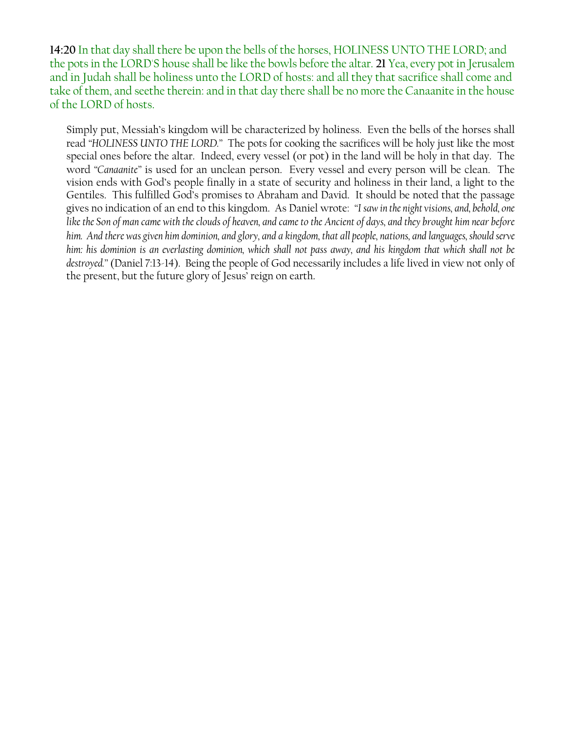**14:20** In that day shall there be upon the bells of the horses, HOLINESS UNTO THE LORD; and the pots in the LORD'S house shall be like the bowls before the altar. **21** Yea, every pot in Jerusalem and in Judah shall be holiness unto the LORD of hosts: and all they that sacrifice shall come and take of them, and seethe therein: and in that day there shall be no more the Canaanite in the house of the LORD of hosts.

Simply put, Messiah's kingdom will be characterized by holiness. Even the bells of the horses shall read "*HOLINESS UNTO THE LORD.*" The pots for cooking the sacrifices will be holy just like the most special ones before the altar. Indeed, every vessel (or pot) in the land will be holy in that day. The word "*Canaanite*" is used for an unclean person. Every vessel and every person will be clean. The vision ends with God's people finally in a state of security and holiness in their land, a light to the Gentiles. This fulfilled God's promises to Abraham and David. It should be noted that the passage gives no indication of an end to this kingdom. As Daniel wrote: "*I saw in the night visions, and, behold, one like the Son of man came with the clouds of heaven, and came to the Ancient of days, and they brought him near before him. And there was given him dominion, and glory, and a kingdom, that all people, nations, and languages, should serve him: his dominion is an everlasting dominion, which shall not pass away, and his kingdom that which shall not be destroyed.*" (Daniel 7:13-14). Being the people of God necessarily includes a life lived in view not only of the present, but the future glory of Jesus' reign on earth.